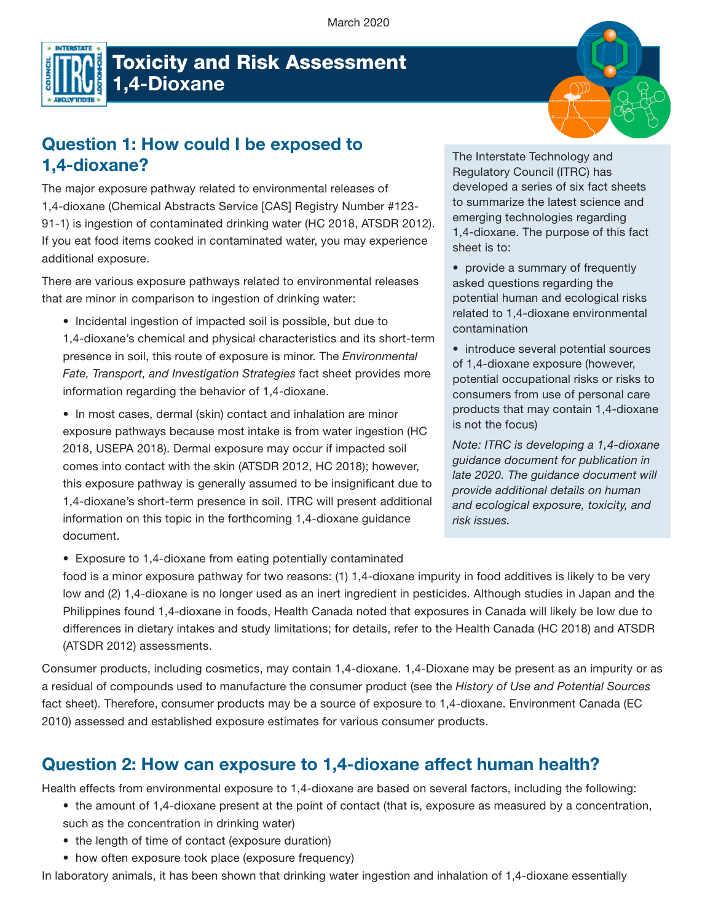March 2020

# Toxicity and Risk Assessment 1,4-Dioxane

The Interstate Technology and Regulatory Council (ITRC) has developed a series of six fact sheets to summarize the latest science and emerging technologies regarding 1,4-dioxane. The purpose of this fact sheet is to:

- provide a summary of frequently asked questions regarding the potential human and ecological risks related to 1,4-dioxane environmental contamination
- introduce several potential sources of 1,4-dioxane exposure (however, potential occupational risks or risks to consumers from use of personal care products that may contain 1,4-dioxane is not the focus)

*Note: ITRC is developing a 1,4-dioxane guidance document for publication in late 2020. The guidance document will provide additional details on human and ecological exposure, toxicity, and risk issues.*

## Question 1: How could I be exposed to 1,4-dioxane?

The major exposure pathway related to environmental releases of 1,4-dioxane (Chemical Abstracts Service [CAS] Registry Number #123-91-1) is ingestion of contaminated drinking water (HC 2018, ATSDR 2012). If you eat food items cooked in contaminated water, you may experience additional exposure.

There are various exposure pathways related to environmental releases that are minor in comparison to ingestion of drinking water:

- Incidental ingestion of impacted soil is possible, but due to 1,4-dioxane's chemical and physical characteristics and its short-term presence in soil, this route of exposure is minor. The *Environmental Fate, Transport, and Investigation Strategies* fact sheet provides more information regarding the behavior of 1,4-dioxane.
- In most cases, dermal (skin) contact and inhalation are minor exposure pathways because most intake is from water ingestion (HC 2018, USEPA 2018). Dermal exposure may occur if impacted soil comes into contact with the skin (ATSDR 2012, HC 2018); however, this exposure pathway is generally assumed to be insignificant due to 1,4-dioxane's short-term presence in soil. ITRC will present additional information on this topic in the forthcoming 1,4-dioxane guidance document.
- Exposure to 1,4-dioxane from eating potentially contaminated food is a minor exposure pathway for two reasons: (1) 1,4-dioxane impurity in food additives is likely to be very low and (2) 1,4-dioxane is no longer used as an inert ingredient in pesticides. Although studies in Japan and the Philippines found 1,4-dioxane in foods, Health Canada noted that exposures in Canada will likely be low due to differences in dietary intakes and study limitations; for details, refer to the Health Canada (HC 2018) and ATSDR (ATSDR 2012) assessments.

Consumer products, including cosmetics, may contain 1,4-dioxane. 1,4-Dioxane may be present as an impurity or as a residual of compounds used to manufacture the consumer product (see the *History of Use and Potential Sources* fact sheet). Therefore, consumer products may be a source of exposure to 1,4-dioxane. Environment Canada (EC 2010) assessed and established exposure estimates for various consumer products.

## Question 2: How can exposure to 1,4-dioxane affect human health?

Health effects from environmental exposure to 1,4-dioxane are based on several factors, including the following:

- the amount of 1,4-dioxane present at the point of contact (that is, exposure as measured by a concentration, such as the concentration in drinking water)
- the length of time of contact (exposure duration)
- how often exposure took place (exposure frequency)

In laboratory animals, it has been shown that drinking water ingestion and inhalation of 1,4-dioxane essentially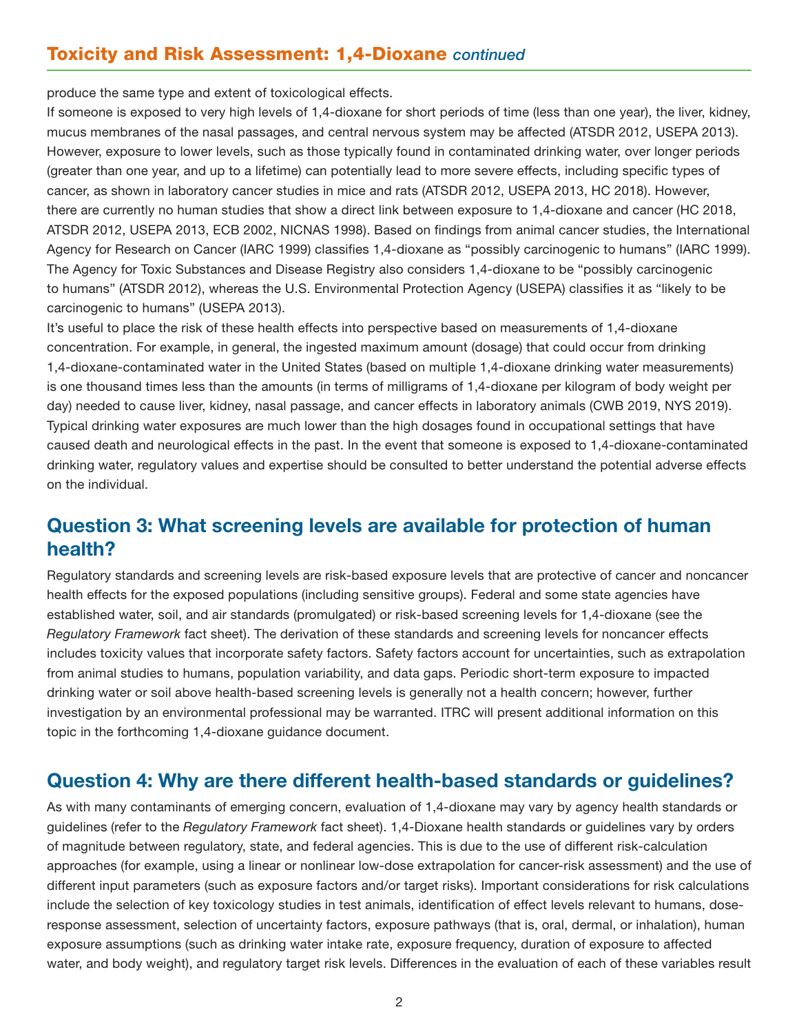produce the same type and extent of toxicological effects.

If someone is exposed to very high levels of 1,4-dioxane for short periods of time (less than one year), the liver, kidney, mucus membranes of the nasal passages, and central nervous system may be affected (ATSDR 2012, USEPA 2013). However, exposure to lower levels, such as those typically found in contaminated drinking water, over longer periods (greater than one year, and up to a lifetime) can potentially lead to more severe effects, including specific types of cancer, as shown in laboratory cancer studies in mice and rats (ATSDR 2012, USEPA 2013, HC 2018). However, there are currently no human studies that show a direct link between exposure to 1,4-dioxane and cancer (HC 2018, ATSDR 2012, USEPA 2013, ECB 2002, NICNAS 1998). Based on findings from animal cancer studies, the International Agency for Research on Cancer (IARC 1999) classifies 1,4-dioxane as "possibly carcinogenic to humans" (IARC 1999). The Agency for Toxic Substances and Disease Registry also considers 1,4-dioxane to be "possibly carcinogenic to humans" (ATSDR 2012), whereas the U.S. Environmental Protection Agency (USEPA) classifies it as "likely to be carcinogenic to humans" (USEPA 2013).

It's useful to place the risk of these health effects into perspective based on measurements of 1,4-dioxane concentration. For example, in general, the ingested maximum amount (dosage) that could occur from drinking 1,4-dioxane-contaminated water in the United States (based on multiple 1,4-dioxane drinking water measurements) is one thousand times less than the amounts (in terms of milligrams of 1,4-dioxane per kilogram of body weight per day) needed to cause liver, kidney, nasal passage, and cancer effects in laboratory animals (CWB 2019, NYS 2019). Typical drinking water exposures are much lower than the high dosages found in occupational settings that have caused death and neurological effects in the past. In the event that someone is exposed to 1,4-dioxane-contaminated drinking water, regulatory values and expertise should be consulted to better understand the potential adverse effects on the individual.

## Question 3: What screening levels are available for protection of human health?

Regulatory standards and screening levels are risk-based exposure levels that are protective of cancer and noncancer health effects for the exposed populations (including sensitive groups). Federal and some state agencies have established water, soil, and air standards (promulgated) or risk-based screening levels for 1,4-dioxane (see the *Regulatory Framework* fact sheet). The derivation of these standards and screening levels for noncancer effects includes toxicity values that incorporate safety factors. Safety factors account for uncertainties, such as extrapolation from animal studies to humans, population variability, and data gaps. Periodic short-term exposure to impacted drinking water or soil above health-based screening levels is generally not a health concern; however, further investigation by an environmental professional may be warranted. ITRC will present additional information on this topic in the forthcoming 1,4-dioxane guidance document.

## Question 4: Why are there different health-based standards or guidelines?

As with many contaminants of emerging concern, evaluation of 1,4-dioxane may vary by agency health standards or guidelines (refer to the *Regulatory Framework* fact sheet). 1,4-Dioxane health standards or guidelines vary by orders of magnitude between regulatory, state, and federal agencies. This is due to the use of different risk-calculation approaches (for example, using a linear or nonlinear low-dose extrapolation for cancer-risk assessment) and the use of different input parameters (such as exposure factors and/or target risks). Important considerations for risk calculations include the selection of key toxicology studies in test animals, identification of effect levels relevant to humans, dose-response assessment, selection of uncertainty factors, exposure pathways (that is, oral, dermal, or inhalation), human exposure assumptions (such as drinking water intake rate, exposure frequency, duration of exposure to affected water, and body weight), and regulatory target risk levels. Differences in the evaluation of each of these variables result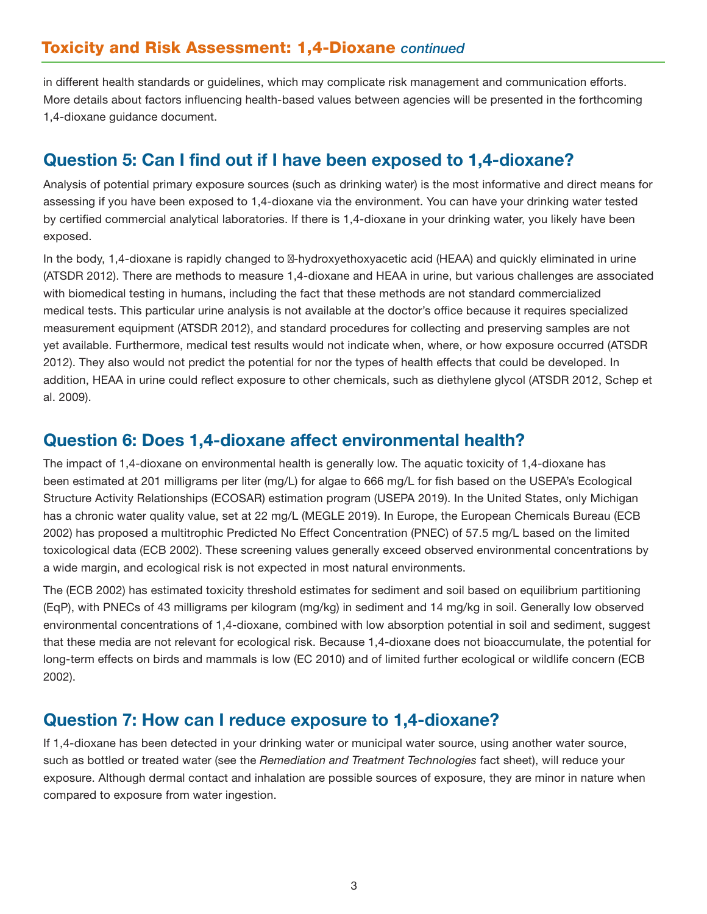## Toxicity and Risk Assessment: 1,4-Dioxane *continued*

in different health standards or guidelines, which may complicate risk management and communication efforts. More details about factors influencing health-based values between agencies will be presented in the forthcoming 1,4-dioxane guidance document.

## Question 5: Can I find out if I have been exposed to 1,4-dioxane?

Analysis of potential primary exposure sources (such as drinking water) is the most informative and direct means for assessing if you have been exposed to 1,4-dioxane via the environment. You can have your drinking water tested by certified commercial analytical laboratories. If there is 1,4-dioxane in your drinking water, you likely have been exposed.

In the body, 1,4-dioxane is rapidly changed to ß-hydroxyethoxyacetic acid (HEAA) and quickly eliminated in urine (ATSDR 2012). There are methods to measure 1,4-dioxane and HEAA in urine, but various challenges are associated with biomedical testing in humans, including the fact that these methods are not standard commercialized medical tests. This particular urine analysis is not available at the doctor's office because it requires specialized measurement equipment (ATSDR 2012), and standard procedures for collecting and preserving samples are not yet available. Furthermore, medical test results would not indicate when, where, or how exposure occurred (ATSDR 2012). They also would not predict the potential for nor the types of health effects that could be developed. In addition, HEAA in urine could reflect exposure to other chemicals, such as diethylene glycol (ATSDR 2012, Schep et al. 2009).

## Question 6: Does 1,4-dioxane affect environmental health?

The impact of 1,4-dioxane on environmental health is generally low. The aquatic toxicity of 1,4-dioxane has been estimated at 201 milligrams per liter (mg/L) for algae to 666 mg/L for fish based on the USEPA's Ecological Structure Activity Relationships (ECOSAR) estimation program (USEPA 2019). In the United States, only Michigan has a chronic water quality value, set at 22 mg/L (MEGLE 2019). In Europe, the European Chemicals Bureau (ECB 2002) has proposed a multitrophic Predicted No Effect Concentration (PNEC) of 57.5 mg/L based on the limited toxicological data (ECB 2002). These screening values generally exceed observed environmental concentrations by a wide margin, and ecological risk is not expected in most natural environments.

The (ECB 2002) has estimated toxicity threshold estimates for sediment and soil based on equilibrium partitioning (EqP), with PNECs of 43 milligrams per kilogram (mg/kg) in sediment and 14 mg/kg in soil. Generally low observed environmental concentrations of 1,4-dioxane, combined with low absorption potential in soil and sediment, suggest that these media are not relevant for ecological risk. Because 1,4-dioxane does not bioaccumulate, the potential for long-term effects on birds and mammals is low (EC 2010) and of limited further ecological or wildlife concern (ECB 2002).

## Question 7: How can I reduce exposure to 1,4-dioxane?

If 1,4-dioxane has been detected in your drinking water or municipal water source, using another water source, such as bottled or treated water (see the *Remediation and Treatment Technologies* fact sheet), will reduce your exposure. Although dermal contact and inhalation are possible sources of exposure, they are minor in nature when compared to exposure from water ingestion.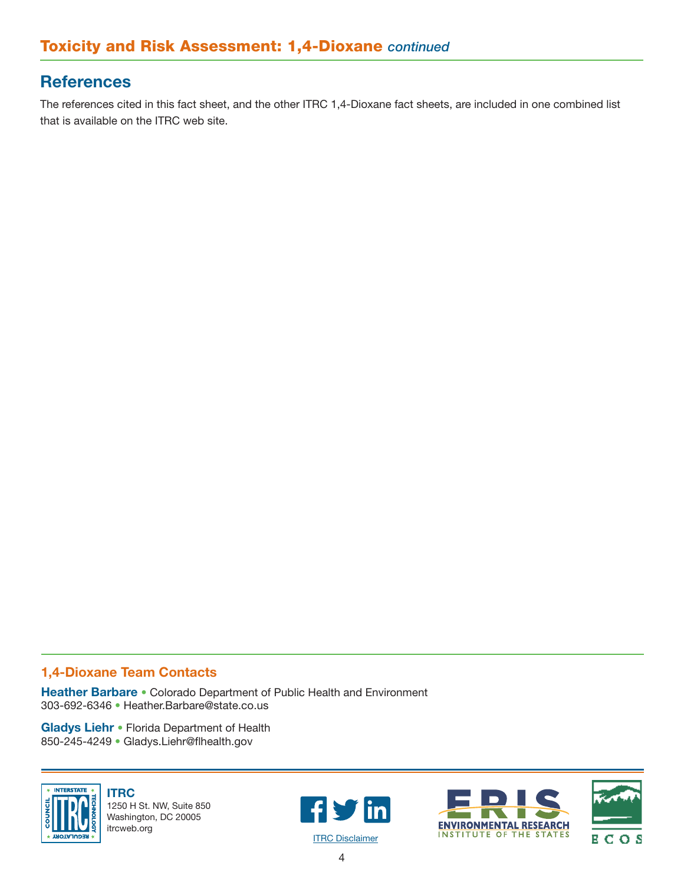## References

The references cited in this fact sheet, and the other ITRC 1,4-Dioxane fact sheets, are included in one combined list that is available on the ITRC web site.

### 1,4-Dioxane Team Contacts

**Heather Barbare** • Colorado Department of Public Health and Environment
303-692-6346 • Heather.Barbare@state.co.us

**Gladys Liehr** • Florida Department of Health
850-245-4249 • Gladys.Liehr@flhealth.gov

**ITRC**
1250 H St. NW, Suite 850
Washington, DC 20005
itrcweb.org

ITRC Disclaimer